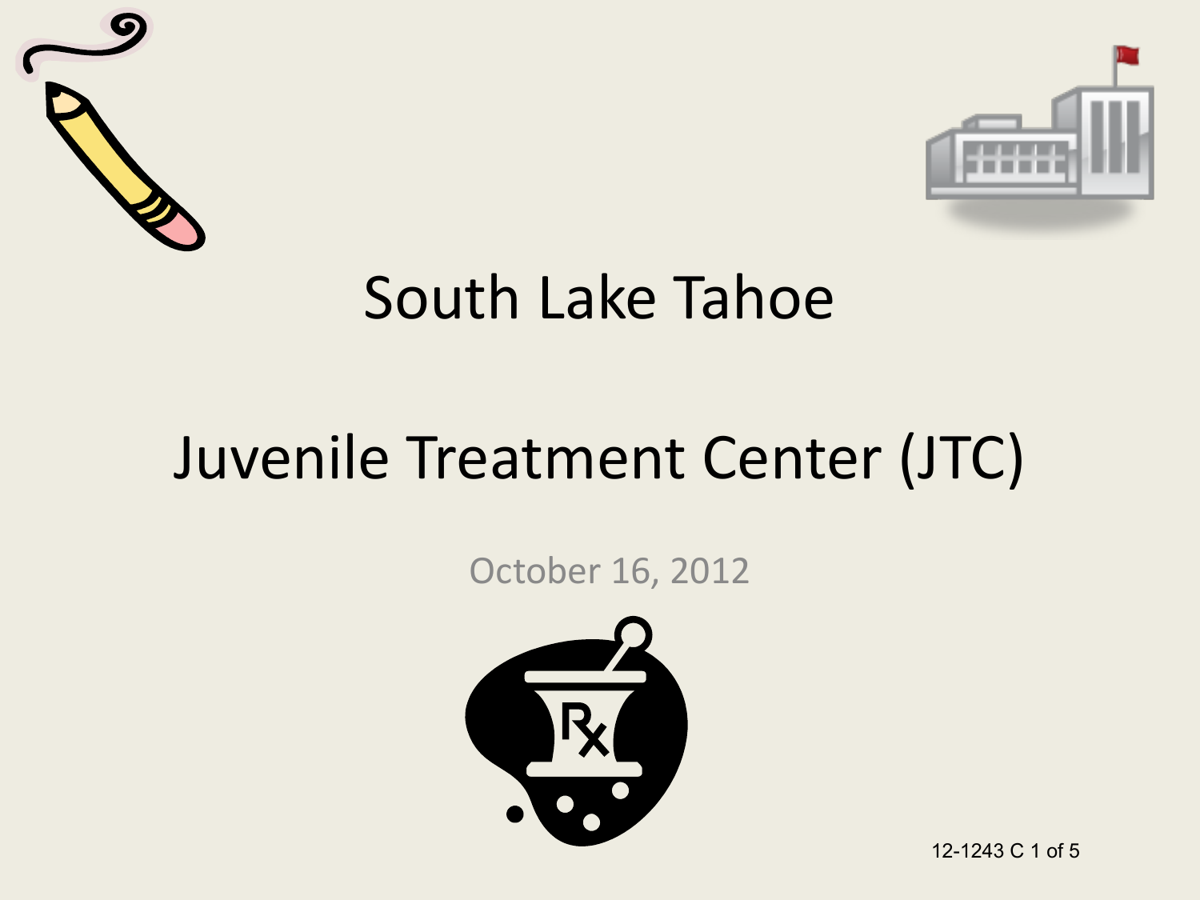# South Lake Tahoe

# Juvenile Treatment Center (JTC)

October 16, 2012

12-1243 C 1 of 5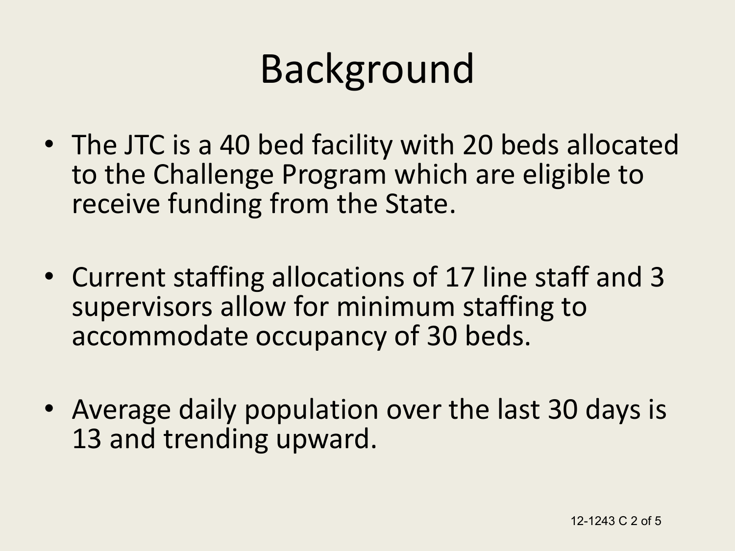# Background

- The JTC is a 40 bed facility with 20 beds allocated to the Challenge Program which are eligible to receive funding from the State.
- Current staffing allocations of 17 line staff and 3 supervisors allow for minimum staffing to accommodate occupancy of 30 beds.
- Average daily population over the last 30 days is 13 and trending upward.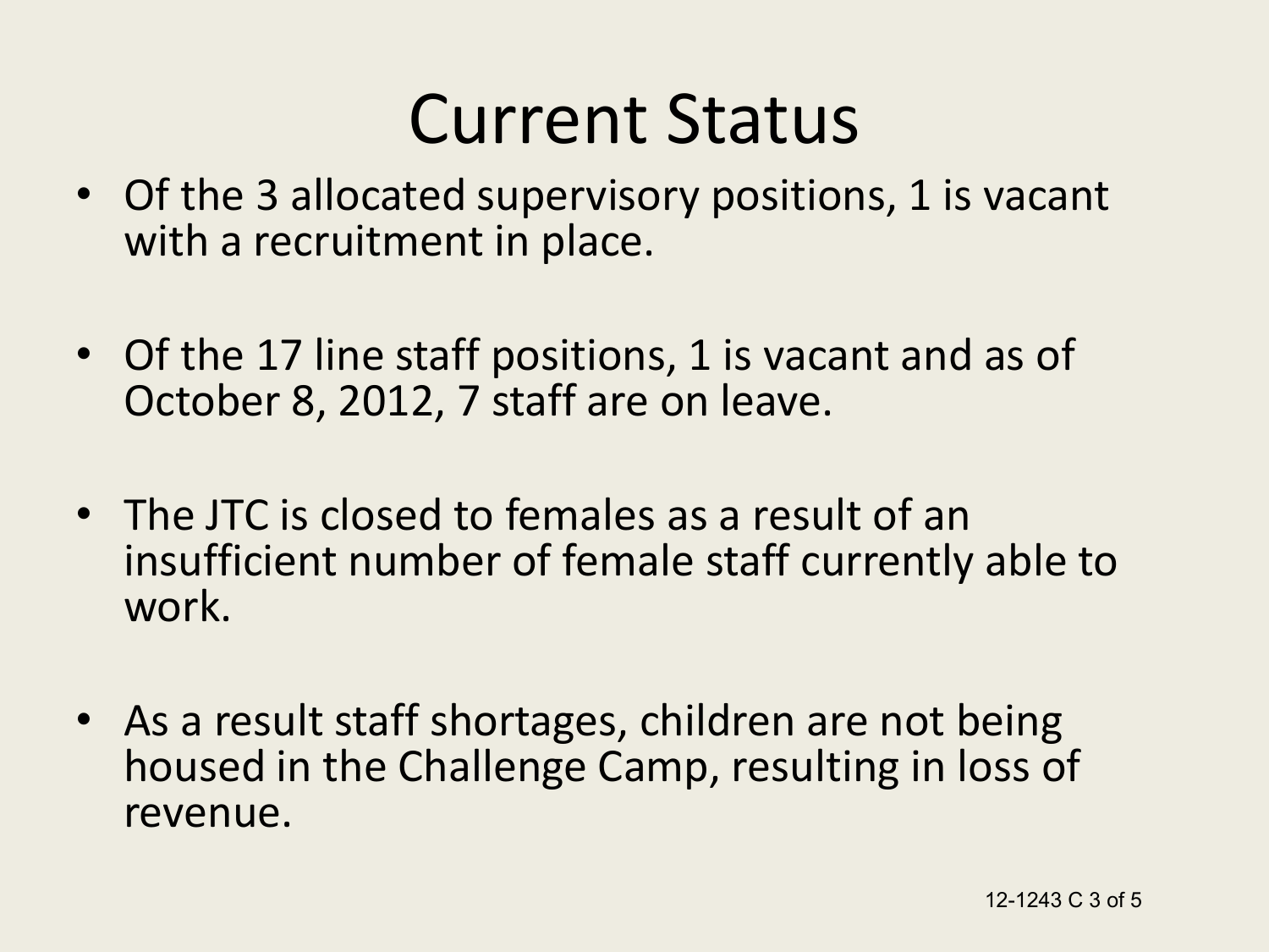# Current Status

- Of the 3 allocated supervisory positions, 1 is vacant with a recruitment in place.
- Of the 17 line staff positions, 1 is vacant and as of October 8, 2012, 7 staff are on leave.
- The JTC is closed to females as a result of an insufficient number of female staff currently able to work.
- As a result staff shortages, children are not being housed in the Challenge Camp, resulting in loss of revenue.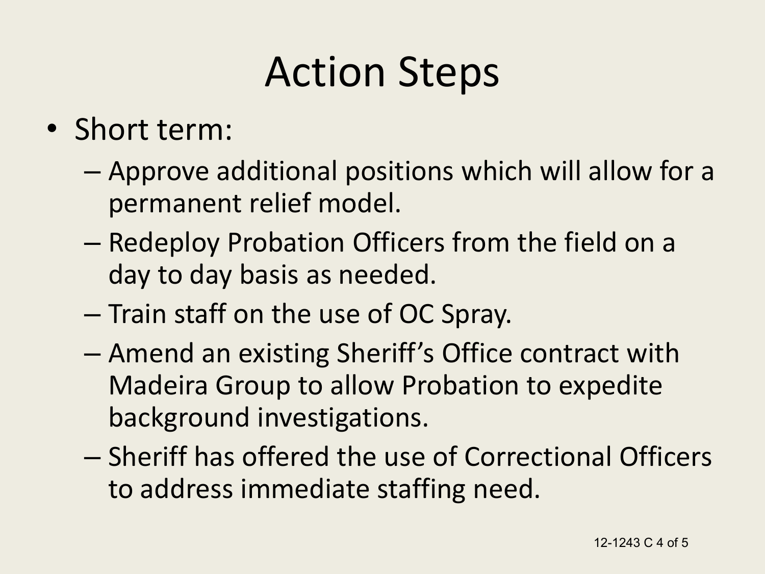# Action Steps

- Short term:
  - Approve additional positions which will allow for a permanent relief model.
  - Redeploy Probation Officers from the field on a day to day basis as needed.
  - Train staff on the use of OC Spray.
  - Amend an existing Sheriff's Office contract with Madeira Group to allow Probation to expedite background investigations.
  - Sheriff has offered the use of Correctional Officers to address immediate staffing need.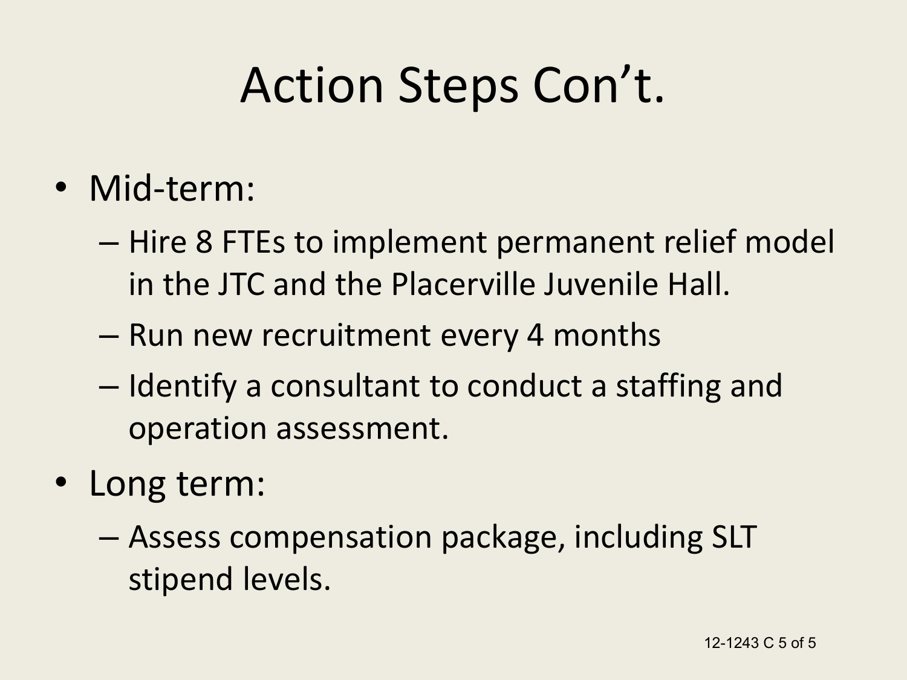# Action Steps Con't.

- Mid-term:
  - Hire 8 FTEs to implement permanent relief model in the JTC and the Placerville Juvenile Hall.
  - Run new recruitment every 4 months
  - Identify a consultant to conduct a staffing and operation assessment.
- Long term:
  - Assess compensation package, including SLT stipend levels.